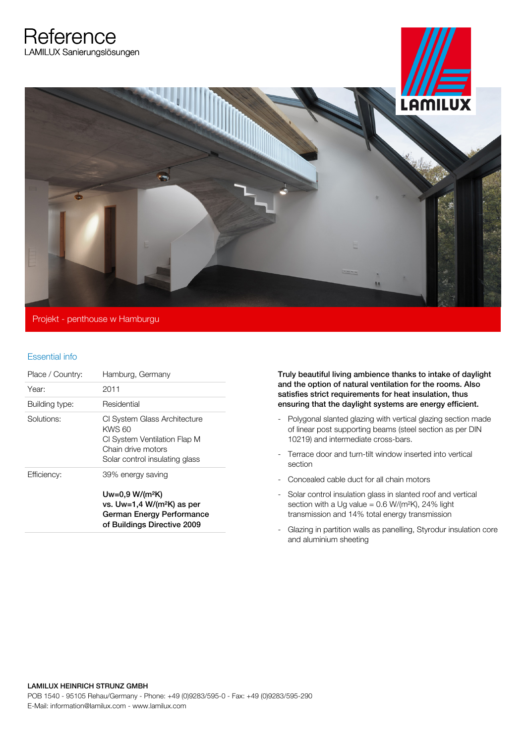# Reference

LAMILUX Sanierungslösungen

Projekt - penthouse w Hamburgu

## Essential info

| | |
|---|---|
| Place / Country: | Hamburg, Germany |
| Year: | 2011 |
| Building type: | Residential |
| Solutions: | CI System Glass Architecture KWS 60<br>CI System Ventilation Flap M<br>Chain drive motors<br>Solar control insulating glass |
| Efficiency: | 39% energy saving<br><br>**Uw=0,9 W/(m²K) vs. Uw=1,4 W/(m²K) as per German Energy Performance of Buildings Directive 2009** |

**Truly beautiful living ambience thanks to intake of daylight and the option of natural ventilation for the rooms. Also satisfies strict requirements for heat insulation, thus ensuring that the daylight systems are energy efficient.**

- Polygonal slanted glazing with vertical glazing section made of linear post supporting beams (steel section as per DIN 10219) and intermediate cross-bars.
- Terrace door and turn-tilt window inserted into vertical section
- Concealed cable duct for all chain motors
- Solar control insulation glass in slanted roof and vertical section with a Ug value = 0.6 W/(m²K), 24% light transmission and 14% total energy transmission
- Glazing in partition walls as panelling, Styrodur insulation core and aluminium sheeting

**LAMILUX HEINRICH STRUNZ GMBH**

POB 1540 - 95105 Rehau/Germany - Phone: +49 (0)9283/595-0 - Fax: +49 (0)9283/595-290

E-Mail: information@lamilux.com - www.lamilux.com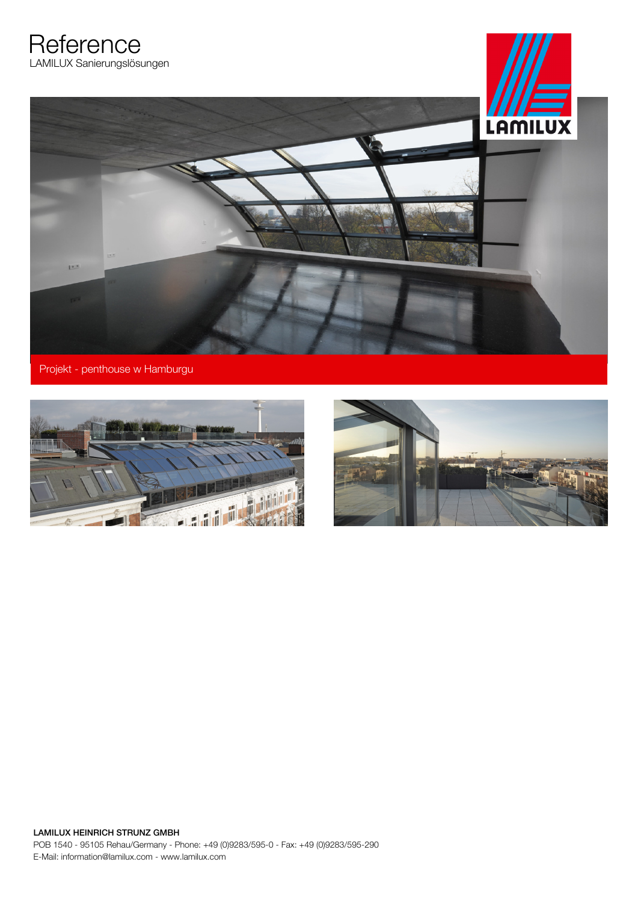# Reference

LAMILUX Sanierungslösungen

Projekt - penthouse w Hamburgu

**LAMILUX HEINRICH STRUNZ GMBH**

POB 1540 - 95105 Rehau/Germany - Phone: +49 (0)9283/595-0 - Fax: +49 (0)9283/595-290

E-Mail: information@lamilux.com - www.lamilux.com